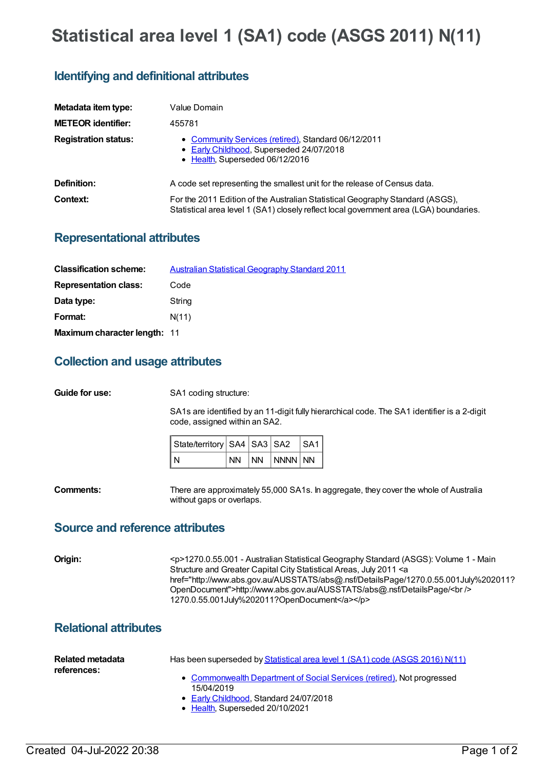# Statistical area level 1 (SA1) code (ASGS 2011) N(11)

## Identifying and definitional attributes

**Metadata item type:** Value Domain

**METEOR identifier:** 455781

**Registration status:**

- Community Services (retired), Standard 06/12/2011
- Early Childhood, Superseded 24/07/2018
- Health, Superseded 06/12/2016

**Definition:** A code set representing the smallest unit for the release of Census data.

**Context:** For the 2011 Edition of the Australian Statistical Geography Standard (ASGS), Statistical area level 1 (SA1) closely reflect local government area (LGA) boundaries.

## Representational attributes

**Classification scheme:** Australian Statistical Geography Standard 2011

**Representation class:** Code

**Data type:** String

**Format:** N(11)

**Maximum character length:** 11

## Collection and usage attributes

**Guide for use:** SA1 coding structure:

SA1s are identified by an 11-digit fully hierarchical code. The SA1 identifier is a 2-digit code, assigned within an SA2.

| State/territory | SA4 | SA3 | SA2 | SA1 |
|---|---|---|---|---|
| N | NN | NN | NNNN | NN |

**Comments:** There are approximately 55,000 SA1s. In aggregate, they cover the whole of Australia without gaps or overlaps.

## Source and reference attributes

**Origin:** <p>1270.0.55.001 - Australian Statistical Geography Standard (ASGS): Volume 1 - Main Structure and Greater Capital City Statistical Areas, July 2011 <a href="http://www.abs.gov.au/AUSSTATS/abs@.nsf/DetailsPage/1270.0.55.001July%202011?OpenDocument">http://www.abs.gov.au/AUSSTATS/abs@.nsf/DetailsPage/<br />1270.0.55.001July%202011?OpenDocument</a></p>

## Relational attributes

**Related metadata references:** Has been superseded by Statistical area level 1 (SA1) code (ASGS 2016) N(11)

- Commonwealth Department of Social Services (retired), Not progressed 15/04/2019
- Early Childhood, Standard 24/07/2018
- Health, Superseded 20/10/2021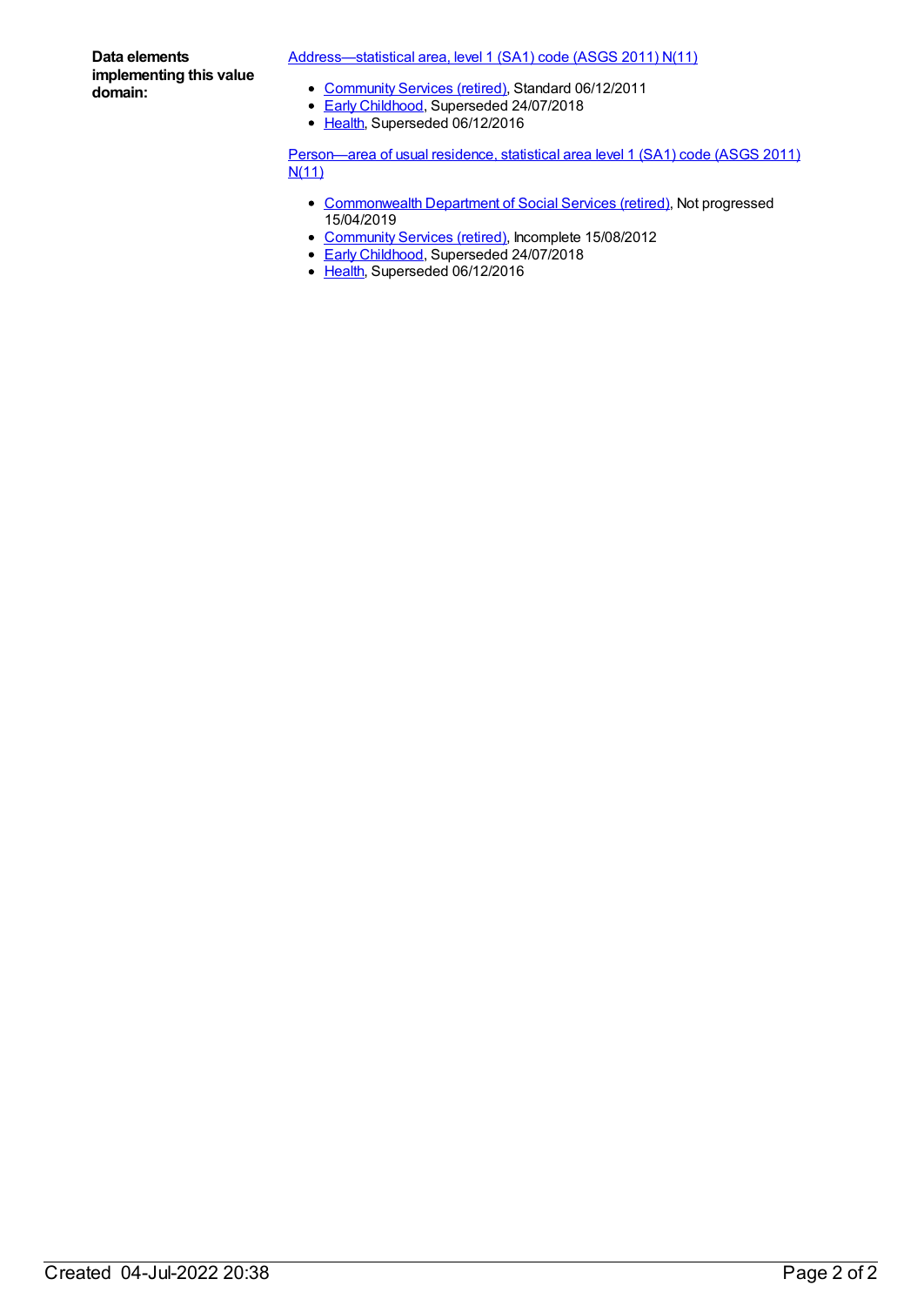**Data elements implementing this value domain:**

Address—statistical area, level 1 (SA1) code (ASGS 2011) N(11)

- Community Services (retired), Standard 06/12/2011
- Early Childhood, Superseded 24/07/2018
- Health, Superseded 06/12/2016

Person—area of usual residence, statistical area level 1 (SA1) code (ASGS 2011) N(11)

- Commonwealth Department of Social Services (retired), Not progressed 15/04/2019
- Community Services (retired), Incomplete 15/08/2012
- Early Childhood, Superseded 24/07/2018
- Health, Superseded 06/12/2016